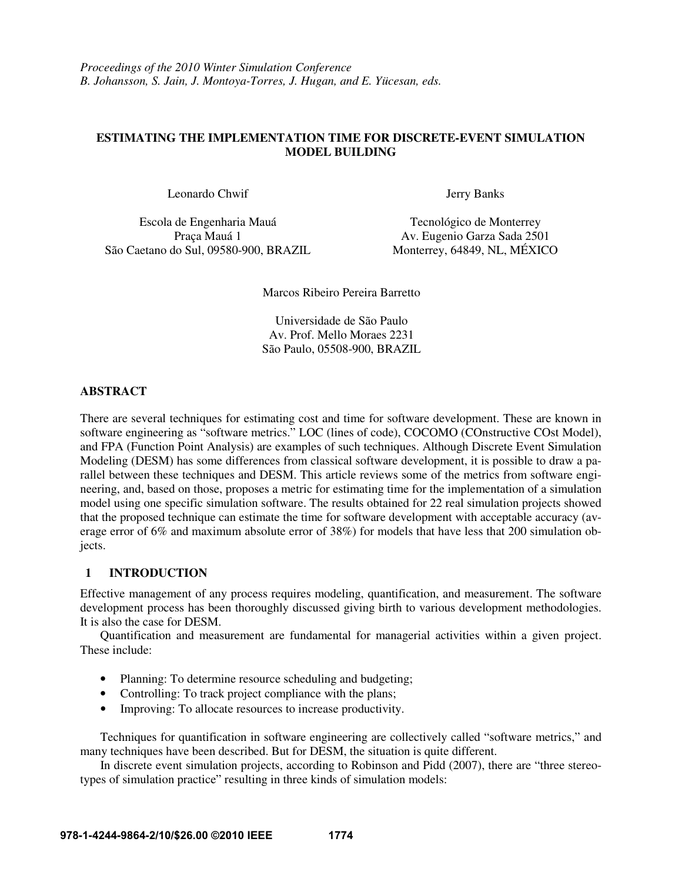*Proceedings of the 2010 Winter Simulation Conference*
*B. Johansson, S. Jain, J. Montoya-Torres, J. Hugan, and E. Yücesan, eds.*

# ESTIMATING THE IMPLEMENTATION TIME FOR DISCRETE-EVENT SIMULATION MODEL BUILDING

Leonardo Chwif

Escola de Engenharia Mauá
Praça Mauá 1
São Caetano do Sul, 09580-900, BRAZIL

Jerry Banks

Tecnológico de Monterrey
Av. Eugenio Garza Sada 2501
Monterrey, 64849, NL, MÉXICO

Marcos Ribeiro Pereira Barretto

Universidade de São Paulo
Av. Prof. Mello Moraes 2231
São Paulo, 05508-900, BRAZIL

## ABSTRACT

There are several techniques for estimating cost and time for software development. These are known in software engineering as "software metrics." LOC (lines of code), COCOMO (COnstructive COst Model), and FPA (Function Point Analysis) are examples of such techniques. Although Discrete Event Simulation Modeling (DESM) has some differences from classical software development, it is possible to draw a parallel between these techniques and DESM. This article reviews some of the metrics from software engineering, and, based on those, proposes a metric for estimating time for the implementation of a simulation model using one specific simulation software. The results obtained for 22 real simulation projects showed that the proposed technique can estimate the time for software development with acceptable accuracy (average error of 6% and maximum absolute error of 38%) for models that have less that 200 simulation objects.

## 1 INTRODUCTION

Effective management of any process requires modeling, quantification, and measurement. The software development process has been thoroughly discussed giving birth to various development methodologies. It is also the case for DESM.

Quantification and measurement are fundamental for managerial activities within a given project. These include:

- Planning: To determine resource scheduling and budgeting;
- Controlling: To track project compliance with the plans;
- Improving: To allocate resources to increase productivity.

Techniques for quantification in software engineering are collectively called "software metrics," and many techniques have been described. But for DESM, the situation is quite different.

In discrete event simulation projects, according to Robinson and Pidd (2007), there are "three stereotypes of simulation practice" resulting in three kinds of simulation models: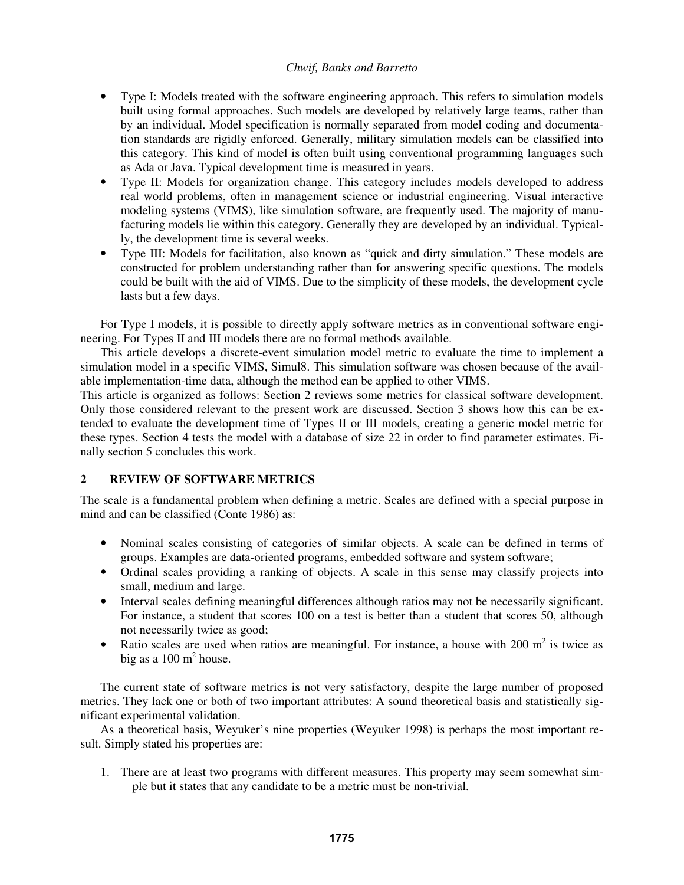- Type I: Models treated with the software engineering approach. This refers to simulation models built using formal approaches. Such models are developed by relatively large teams, rather than by an individual. Model specification is normally separated from model coding and documentation standards are rigidly enforced. Generally, military simulation models can be classified into this category. This kind of model is often built using conventional programming languages such as Ada or Java. Typical development time is measured in years.
- Type II: Models for organization change. This category includes models developed to address real world problems, often in management science or industrial engineering. Visual interactive modeling systems (VIMS), like simulation software, are frequently used. The majority of manufacturing models lie within this category. Generally they are developed by an individual. Typically, the development time is several weeks.
- Type III: Models for facilitation, also known as "quick and dirty simulation." These models are constructed for problem understanding rather than for answering specific questions. The models could be built with the aid of VIMS. Due to the simplicity of these models, the development cycle lasts but a few days.

For Type I models, it is possible to directly apply software metrics as in conventional software engineering. For Types II and III models there are no formal methods available.

This article develops a discrete-event simulation model metric to evaluate the time to implement a simulation model in a specific VIMS, Simul8. This simulation software was chosen because of the available implementation-time data, although the method can be applied to other VIMS.

This article is organized as follows: Section 2 reviews some metrics for classical software development. Only those considered relevant to the present work are discussed. Section 3 shows how this can be extended to evaluate the development time of Types II or III models, creating a generic model metric for these types. Section 4 tests the model with a database of size 22 in order to find parameter estimates. Finally section 5 concludes this work.

## 2 REVIEW OF SOFTWARE METRICS

The scale is a fundamental problem when defining a metric. Scales are defined with a special purpose in mind and can be classified (Conte 1986) as:

- Nominal scales consisting of categories of similar objects. A scale can be defined in terms of groups. Examples are data-oriented programs, embedded software and system software;
- Ordinal scales providing a ranking of objects. A scale in this sense may classify projects into small, medium and large.
- Interval scales defining meaningful differences although ratios may not be necessarily significant. For instance, a student that scores 100 on a test is better than a student that scores 50, although not necessarily twice as good;
- Ratio scales are used when ratios are meaningful. For instance, a house with 200 $m^2$ is twice as big as a 100 $m^2$ house.

The current state of software metrics is not very satisfactory, despite the large number of proposed metrics. They lack one or both of two important attributes: A sound theoretical basis and statistically significant experimental validation.

As a theoretical basis, Weyuker's nine properties (Weyuker 1998) is perhaps the most important result. Simply stated his properties are:

1. There are at least two programs with different measures. This property may seem somewhat simple but it states that any candidate to be a metric must be non-trivial.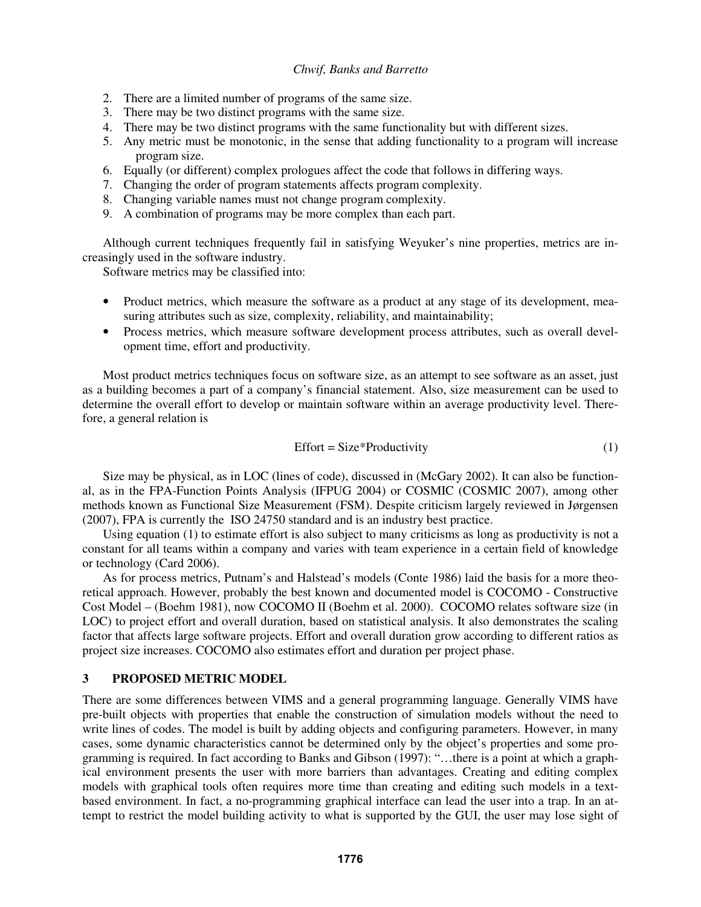2. There are a limited number of programs of the same size.
3. There may be two distinct programs with the same size.
4. There may be two distinct programs with the same functionality but with different sizes.
5. Any metric must be monotonic, in the sense that adding functionality to a program will increase program size.
6. Equally (or different) complex prologues affect the code that follows in differing ways.
7. Changing the order of program statements affects program complexity.
8. Changing variable names must not change program complexity.
9. A combination of programs may be more complex than each part.

Although current techniques frequently fail in satisfying Weyuker's nine properties, metrics are increasingly used in the software industry.

Software metrics may be classified into:

- Product metrics, which measure the software as a product at any stage of its development, measuring attributes such as size, complexity, reliability, and maintainability;
- Process metrics, which measure software development process attributes, such as overall development time, effort and productivity.

Most product metrics techniques focus on software size, as an attempt to see software as an asset, just as a building becomes a part of a company's financial statement. Also, size measurement can be used to determine the overall effort to develop or maintain software within an average productivity level. Therefore, a general relation is

$$\text{Effort} = \text{Size} * \text{Productivity} \tag{1}$$

Size may be physical, as in LOC (lines of code), discussed in (McGary 2002). It can also be functional, as in the FPA-Function Points Analysis (IFPUG 2004) or COSMIC (COSMIC 2007), among other methods known as Functional Size Measurement (FSM). Despite criticism largely reviewed in Jørgensen (2007), FPA is currently the ISO 24750 standard and is an industry best practice.

Using equation (1) to estimate effort is also subject to many criticisms as long as productivity is not a constant for all teams within a company and varies with team experience in a certain field of knowledge or technology (Card 2006).

As for process metrics, Putnam's and Halstead's models (Conte 1986) laid the basis for a more theoretical approach. However, probably the best known and documented model is COCOMO - Constructive Cost Model – (Boehm 1981), now COCOMO II (Boehm et al. 2000). COCOMO relates software size (in LOC) to project effort and overall duration, based on statistical analysis. It also demonstrates the scaling factor that affects large software projects. Effort and overall duration grow according to different ratios as project size increases. COCOMO also estimates effort and duration per project phase.

## 3 PROPOSED METRIC MODEL

There are some differences between VIMS and a general programming language. Generally VIMS have pre-built objects with properties that enable the construction of simulation models without the need to write lines of codes. The model is built by adding objects and configuring parameters. However, in many cases, some dynamic characteristics cannot be determined only by the object's properties and some programming is required. In fact according to Banks and Gibson (1997): "…there is a point at which a graphical environment presents the user with more barriers than advantages. Creating and editing complex models with graphical tools often requires more time than creating and editing such models in a text-based environment. In fact, a no-programming graphical interface can lead the user into a trap. In an attempt to restrict the model building activity to what is supported by the GUI, the user may lose sight of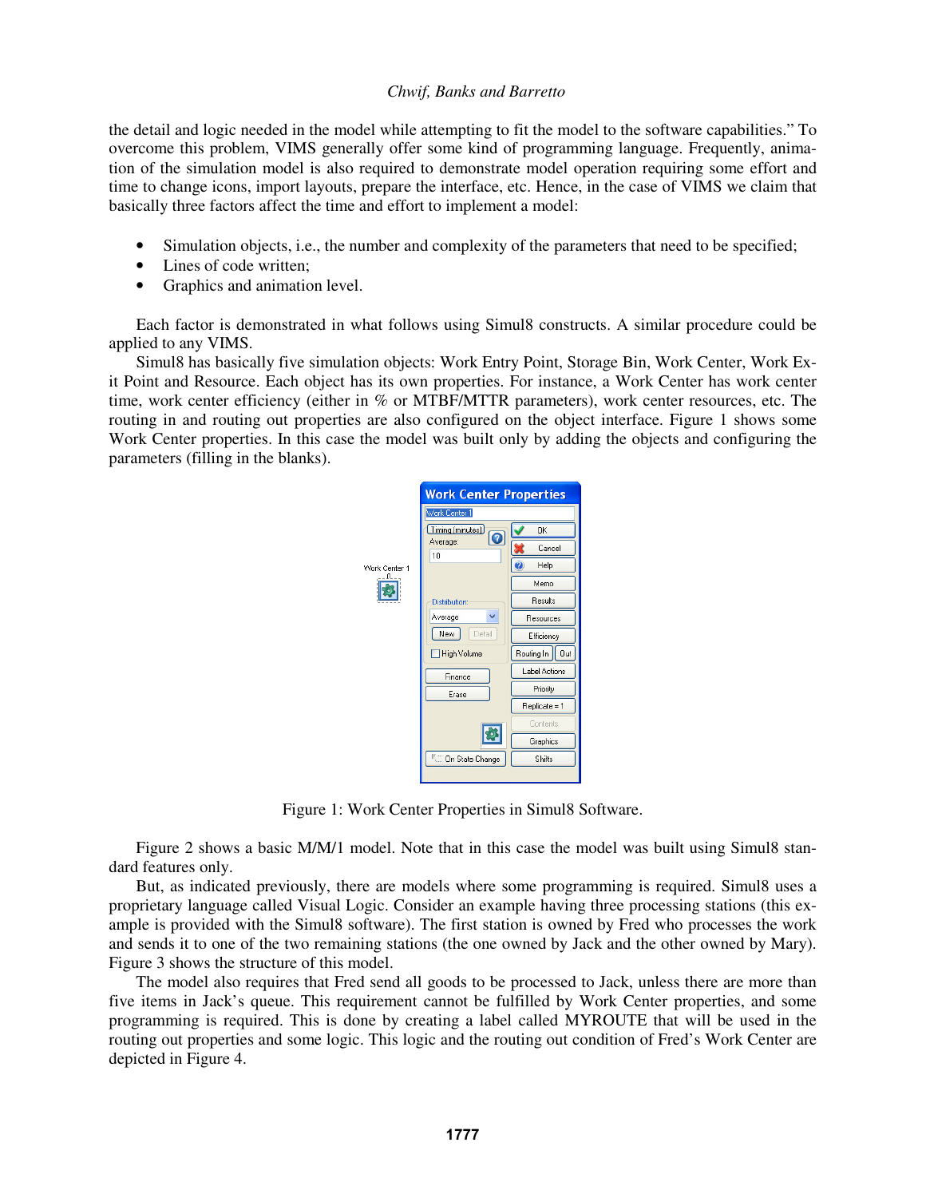the detail and logic needed in the model while attempting to fit the model to the software capabilities." To overcome this problem, VIMS generally offer some kind of programming language. Frequently, animation of the simulation model is also required to demonstrate model operation requiring some effort and time to change icons, import layouts, prepare the interface, etc. Hence, in the case of VIMS we claim that basically three factors affect the time and effort to implement a model:

- Simulation objects, i.e., the number and complexity of the parameters that need to be specified;
- Lines of code written;
- Graphics and animation level.

Each factor is demonstrated in what follows using Simul8 constructs. A similar procedure could be applied to any VIMS.

Simul8 has basically five simulation objects: Work Entry Point, Storage Bin, Work Center, Work Exit Point and Resource. Each object has its own properties. For instance, a Work Center has work center time, work center efficiency (either in % or MTBF/MTTR parameters), work center resources, etc. The routing in and routing out properties are also configured on the object interface. Figure 1 shows some Work Center properties. In this case the model was built only by adding the objects and configuring the parameters (filling in the blanks).

Figure 1: Work Center Properties in Simul8 Software.

Figure 2 shows a basic M/M/1 model. Note that in this case the model was built using Simul8 standard features only.

But, as indicated previously, there are models where some programming is required. Simul8 uses a proprietary language called Visual Logic. Consider an example having three processing stations (this example is provided with the Simul8 software). The first station is owned by Fred who processes the work and sends it to one of the two remaining stations (the one owned by Jack and the other owned by Mary). Figure 3 shows the structure of this model.

The model also requires that Fred send all goods to be processed to Jack, unless there are more than five items in Jack's queue. This requirement cannot be fulfilled by Work Center properties, and some programming is required. This is done by creating a label called MYROUTE that will be used in the routing out properties and some logic. This logic and the routing out condition of Fred's Work Center are depicted in Figure 4.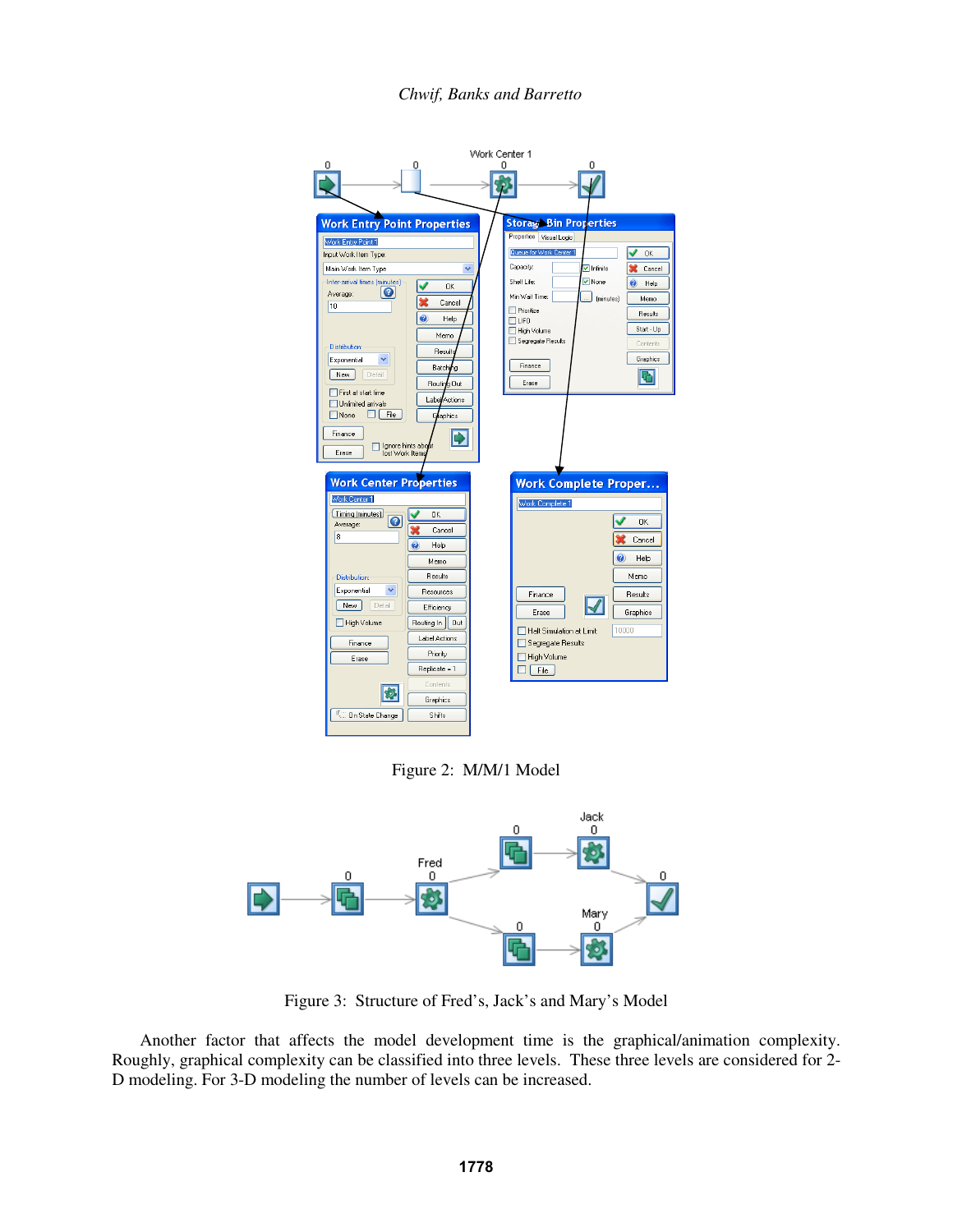Figure 2: M/M/1 Model

Figure 3: Structure of Fred's, Jack's and Mary's Model

Another factor that affects the model development time is the graphical/animation complexity. Roughly, graphical complexity can be classified into three levels. These three levels are considered for 2-D modeling. For 3-D modeling the number of levels can be increased.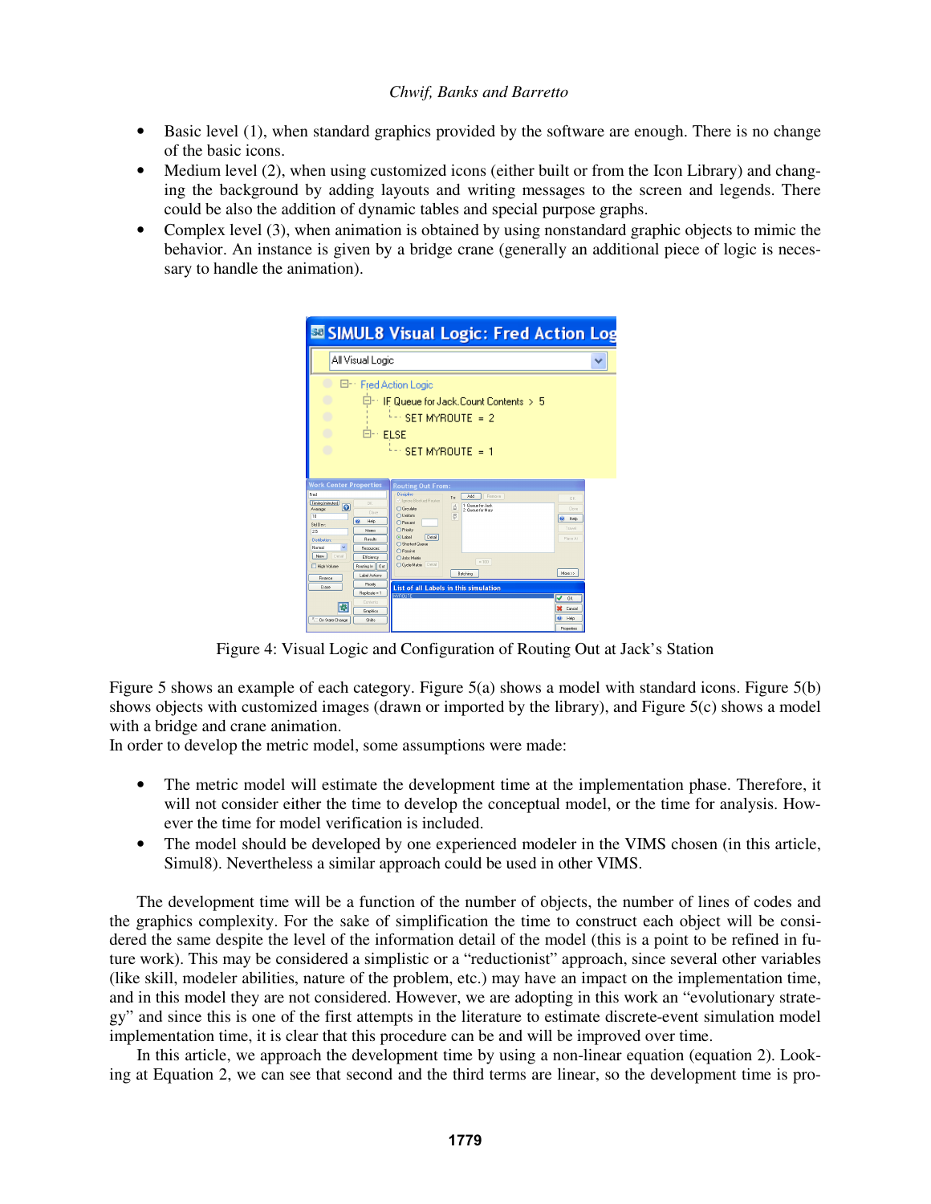- Basic level (1), when standard graphics provided by the software are enough. There is no change of the basic icons.
- Medium level (2), when using customized icons (either built or from the Icon Library) and changing the background by adding layouts and writing messages to the screen and legends. There could be also the addition of dynamic tables and special purpose graphs.
- Complex level (3), when animation is obtained by using nonstandard graphic objects to mimic the behavior. An instance is given by a bridge crane (generally an additional piece of logic is necessary to handle the animation).

Figure 4: Visual Logic and Configuration of Routing Out at Jack's Station

Figure 5 shows an example of each category. Figure 5(a) shows a model with standard icons. Figure 5(b) shows objects with customized images (drawn or imported by the library), and Figure 5(c) shows a model with a bridge and crane animation.

In order to develop the metric model, some assumptions were made:

- The metric model will estimate the development time at the implementation phase. Therefore, it will not consider either the time to develop the conceptual model, or the time for analysis. However the time for model verification is included.
- The model should be developed by one experienced modeler in the VIMS chosen (in this article, Simul8). Nevertheless a similar approach could be used in other VIMS.

The development time will be a function of the number of objects, the number of lines of codes and the graphics complexity. For the sake of simplification the time to construct each object will be considered the same despite the level of the information detail of the model (this is a point to be refined in future work). This may be considered a simplistic or a "reductionist" approach, since several other variables (like skill, modeler abilities, nature of the problem, etc.) may have an impact on the implementation time, and in this model they are not considered. However, we are adopting in this work an "evolutionary strategy" and since this is one of the first attempts in the literature to estimate discrete-event simulation model implementation time, it is clear that this procedure can be and will be improved over time.

In this article, we approach the development time by using a non-linear equation (equation 2). Looking at Equation 2, we can see that second and the third terms are linear, so the development time is pro-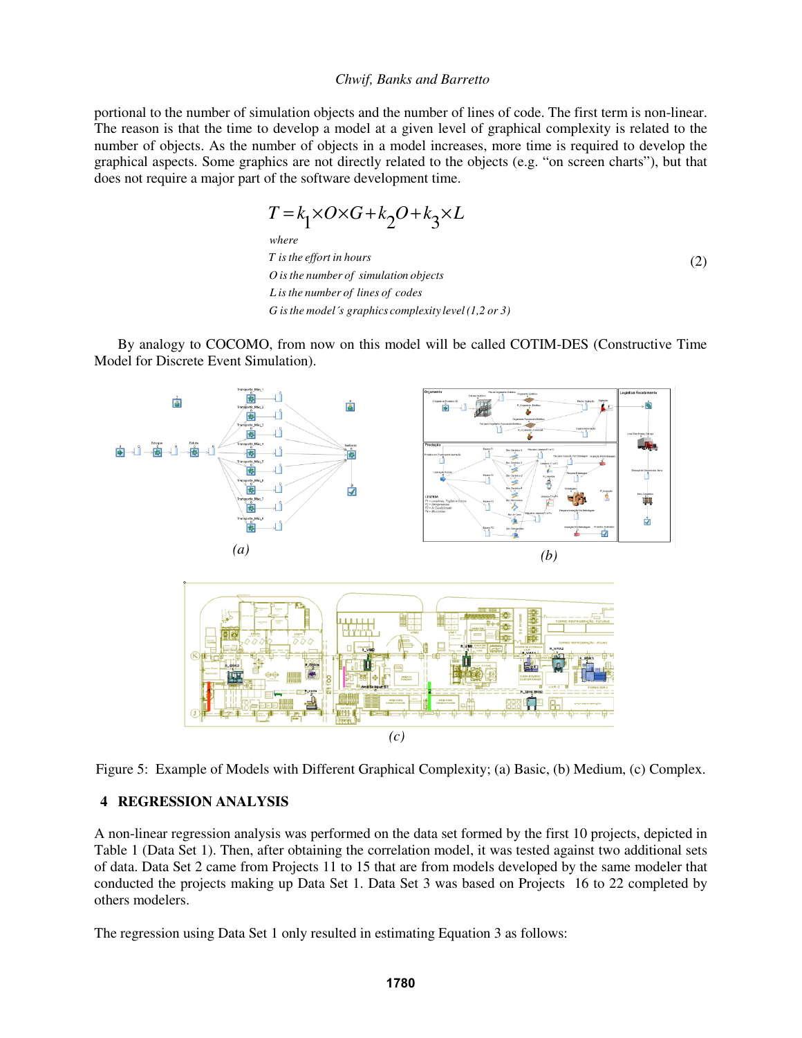portional to the number of simulation objects and the number of lines of code. The first term is non-linear. The reason is that the time to develop a model at a given level of graphical complexity is related to the number of objects. As the number of objects in a model increases, more time is required to develop the graphical aspects. Some graphics are not directly related to the objects (e.g. "on screen charts"), but that does not require a major part of the software development time.

$$
\begin{aligned}
&T = k_1 \times O \times G + k_2 O + k_3 \times L \\
&\textit{where} \\
&T \textit{ is the effort in hours} \\
&O \textit{ is the number of simulation objects} \\
&L \textit{ is the number of lines of codes} \\
&G \textit{ is the model's graphics complexity level (1,2 or 3)}
\end{aligned}
\tag{2}
$$

By analogy to COCOMO, from now on this model will be called COTIM-DES (Constructive Time Model for Discrete Event Simulation).

Figure 5: Example of Models with Different Graphical Complexity; (a) Basic, (b) Medium, (c) Complex.

## 4 REGRESSION ANALYSIS

A non-linear regression analysis was performed on the data set formed by the first 10 projects, depicted in Table 1 (Data Set 1). Then, after obtaining the correlation model, it was tested against two additional sets of data. Data Set 2 came from Projects 11 to 15 that are from models developed by the same modeler that conducted the projects making up Data Set 1. Data Set 3 was based on Projects 16 to 22 completed by others modelers.

The regression using Data Set 1 only resulted in estimating Equation 3 as follows: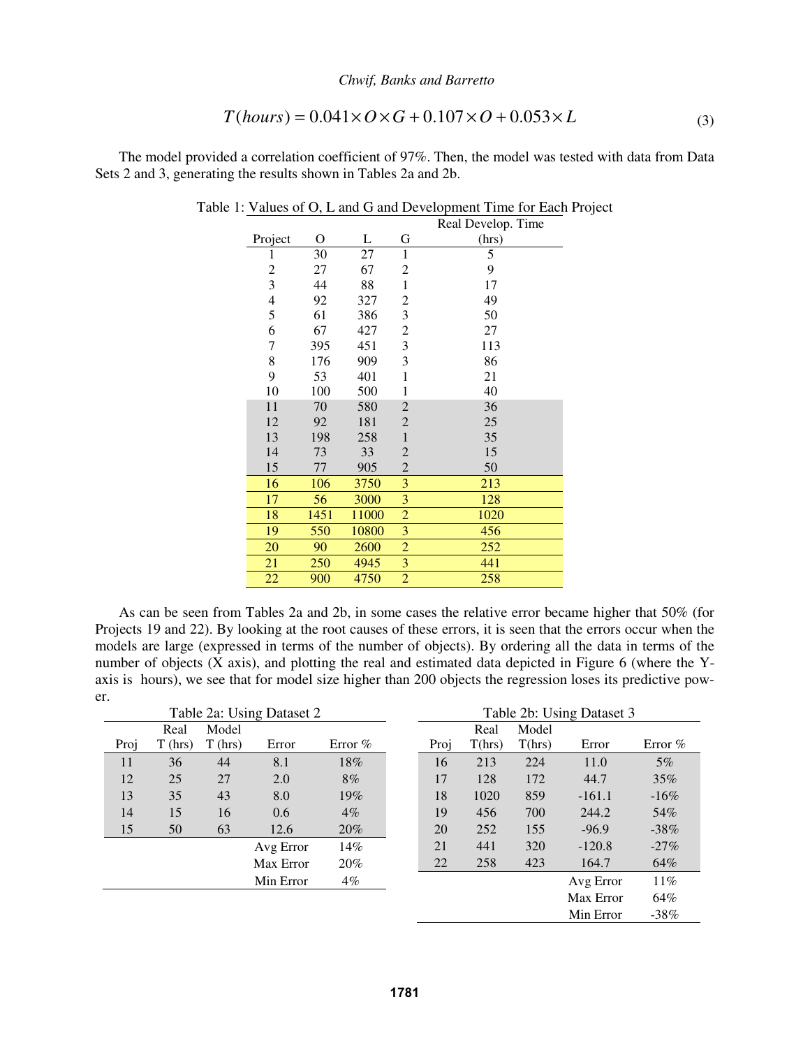$$T(hours) = 0.041 \times O \times G + 0.107 \times O + 0.053 \times L \tag{3}$$

The model provided a correlation coefficient of 97%. Then, the model was tested with data from Data Sets 2 and 3, generating the results shown in Tables 2a and 2b.

Table 1: Values of O, L and G and Development Time for Each Project

| Project | O | L | G | Real Develop. Time (hrs) |
|---|---|---|---|---|
| 1 | 30 | 27 | 1 | 5 |
| 2 | 27 | 67 | 2 | 9 |
| 3 | 44 | 88 | 1 | 17 |
| 4 | 92 | 327 | 2 | 49 |
| 5 | 61 | 386 | 3 | 50 |
| 6 | 67 | 427 | 2 | 27 |
| 7 | 395 | 451 | 3 | 113 |
| 8 | 176 | 909 | 3 | 86 |
| 9 | 53 | 401 | 1 | 21 |
| 10 | 100 | 500 | 1 | 40 |
| 11 | 70 | 580 | 2 | 36 |
| 12 | 92 | 181 | 2 | 25 |
| 13 | 198 | 258 | 1 | 35 |
| 14 | 73 | 33 | 2 | 15 |
| 15 | 77 | 905 | 2 | 50 |
| 16 | 106 | 3750 | 3 | 213 |
| 17 | 56 | 3000 | 3 | 128 |
| 18 | 1451 | 11000 | 2 | 1020 |
| 19 | 550 | 10800 | 3 | 456 |
| 20 | 90 | 2600 | 2 | 252 |
| 21 | 250 | 4945 | 3 | 441 |
| 22 | 900 | 4750 | 2 | 258 |

As can be seen from Tables 2a and 2b, in some cases the relative error became higher that 50% (for Projects 19 and 22). By looking at the root causes of these errors, it is seen that the errors occur when the models are large (expressed in terms of the number of objects). By ordering all the data in terms of the number of objects (X axis), and plotting the real and estimated data depicted in Figure 6 (where the Y-axis is hours), we see that for model size higher than 200 objects the regression loses its predictive power.

Table 2a: Using Dataset 2

| Proj | Real T (hrs) | Model T (hrs) | Error | Error % |
|---|---|---|---|---|
| 11 | 36 | 44 | 8.1 | 18% |
| 12 | 25 | 27 | 2.0 | 8% |
| 13 | 35 | 43 | 8.0 | 19% |
| 14 | 15 | 16 | 0.6 | 4% |
| 15 | 50 | 63 | 12.6 | 20% |
| | | | Avg Error | 14% |
| | | | Max Error | 20% |
| | | | Min Error | 4% |

Table 2b: Using Dataset 3

| Proj | Real T(hrs) | Model T(hrs) | Error | Error % |
|---|---|---|---|---|
| 16 | 213 | 224 | 11.0 | 5% |
| 17 | 128 | 172 | 44.7 | 35% |
| 18 | 1020 | 859 | -161.1 | -16% |
| 19 | 456 | 700 | 244.2 | 54% |
| 20 | 252 | 155 | -96.9 | -38% |
| 21 | 441 | 320 | -120.8 | -27% |
| 22 | 258 | 423 | 164.7 | 64% |
| | | | Avg Error | 11% |
| | | | Max Error | 64% |
| | | | Min Error | -38% |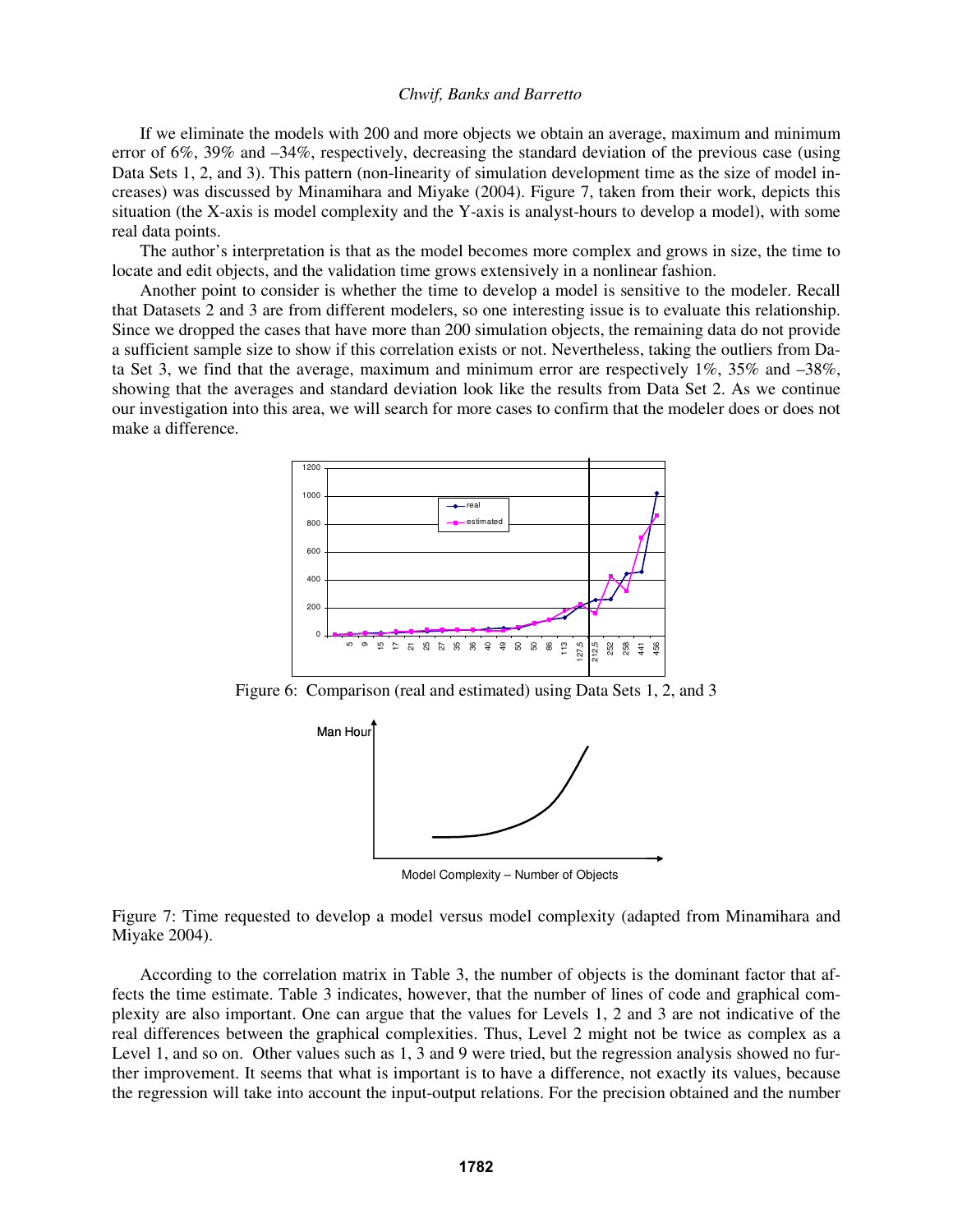If we eliminate the models with 200 and more objects we obtain an average, maximum and minimum error of 6%, 39% and –34%, respectively, decreasing the standard deviation of the previous case (using Data Sets 1, 2, and 3). This pattern (non-linearity of simulation development time as the size of model increases) was discussed by Minamihara and Miyake (2004). Figure 7, taken from their work, depicts this situation (the X-axis is model complexity and the Y-axis is analyst-hours to develop a model), with some real data points.

The author's interpretation is that as the model becomes more complex and grows in size, the time to locate and edit objects, and the validation time grows extensively in a nonlinear fashion.

Another point to consider is whether the time to develop a model is sensitive to the modeler. Recall that Datasets 2 and 3 are from different modelers, so one interesting issue is to evaluate this relationship. Since we dropped the cases that have more than 200 simulation objects, the remaining data do not provide a sufficient sample size to show if this correlation exists or not. Nevertheless, taking the outliers from Data Set 3, we find that the average, maximum and minimum error are respectively 1%, 35% and –38%, showing that the averages and standard deviation look like the results from Data Set 2. As we continue our investigation into this area, we will search for more cases to confirm that the modeler does or does not make a difference.

Figure 6: Comparison (real and estimated) using Data Sets 1, 2, and 3

Figure 7: Time requested to develop a model versus model complexity (adapted from Minamihara and Miyake 2004).

According to the correlation matrix in Table 3, the number of objects is the dominant factor that affects the time estimate. Table 3 indicates, however, that the number of lines of code and graphical complexity are also important. One can argue that the values for Levels 1, 2 and 3 are not indicative of the real differences between the graphical complexities. Thus, Level 2 might not be twice as complex as a Level 1, and so on. Other values such as 1, 3 and 9 were tried, but the regression analysis showed no further improvement. It seems that what is important is to have a difference, not exactly its values, because the regression will take into account the input-output relations. For the precision obtained and the number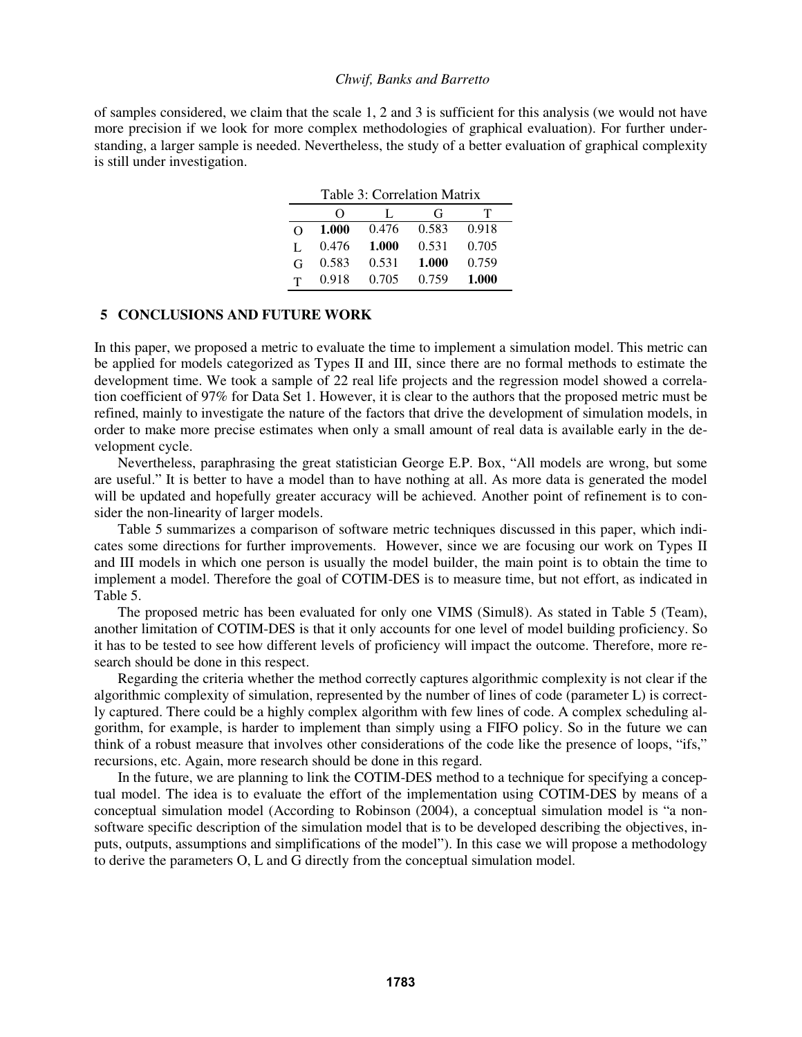of samples considered, we claim that the scale 1, 2 and 3 is sufficient for this analysis (we would not have more precision if we look for more complex methodologies of graphical evaluation). For further understanding, a larger sample is needed. Nevertheless, the study of a better evaluation of graphical complexity is still under investigation.

Table 3: Correlation Matrix

| | O | L | G | T |
|---|---|---|---|---|
| O | **1.000** | 0.476 | 0.583 | 0.918 |
| L | 0.476 | **1.000** | 0.531 | 0.705 |
| G | 0.583 | 0.531 | **1.000** | 0.759 |
| T | 0.918 | 0.705 | 0.759 | **1.000** |

## 5 CONCLUSIONS AND FUTURE WORK

In this paper, we proposed a metric to evaluate the time to implement a simulation model. This metric can be applied for models categorized as Types II and III, since there are no formal methods to estimate the development time. We took a sample of 22 real life projects and the regression model showed a correlation coefficient of 97% for Data Set 1. However, it is clear to the authors that the proposed metric must be refined, mainly to investigate the nature of the factors that drive the development of simulation models, in order to make more precise estimates when only a small amount of real data is available early in the development cycle.

Nevertheless, paraphrasing the great statistician George E.P. Box, "All models are wrong, but some are useful." It is better to have a model than to have nothing at all. As more data is generated the model will be updated and hopefully greater accuracy will be achieved. Another point of refinement is to consider the non-linearity of larger models.

Table 5 summarizes a comparison of software metric techniques discussed in this paper, which indicates some directions for further improvements. However, since we are focusing our work on Types II and III models in which one person is usually the model builder, the main point is to obtain the time to implement a model. Therefore the goal of COTIM-DES is to measure time, but not effort, as indicated in Table 5.

The proposed metric has been evaluated for only one VIMS (Simul8). As stated in Table 5 (Team), another limitation of COTIM-DES is that it only accounts for one level of model building proficiency. So it has to be tested to see how different levels of proficiency will impact the outcome. Therefore, more research should be done in this respect.

Regarding the criteria whether the method correctly captures algorithmic complexity is not clear if the algorithmic complexity of simulation, represented by the number of lines of code (parameter L) is correctly captured. There could be a highly complex algorithm with few lines of code. A complex scheduling algorithm, for example, is harder to implement than simply using a FIFO policy. So in the future we can think of a robust measure that involves other considerations of the code like the presence of loops, "ifs," recursions, etc. Again, more research should be done in this regard.

In the future, we are planning to link the COTIM-DES method to a technique for specifying a conceptual model. The idea is to evaluate the effort of the implementation using COTIM-DES by means of a conceptual simulation model (According to Robinson (2004), a conceptual simulation model is "a non-software specific description of the simulation model that is to be developed describing the objectives, inputs, outputs, assumptions and simplifications of the model"). In this case we will propose a methodology to derive the parameters O, L and G directly from the conceptual simulation model.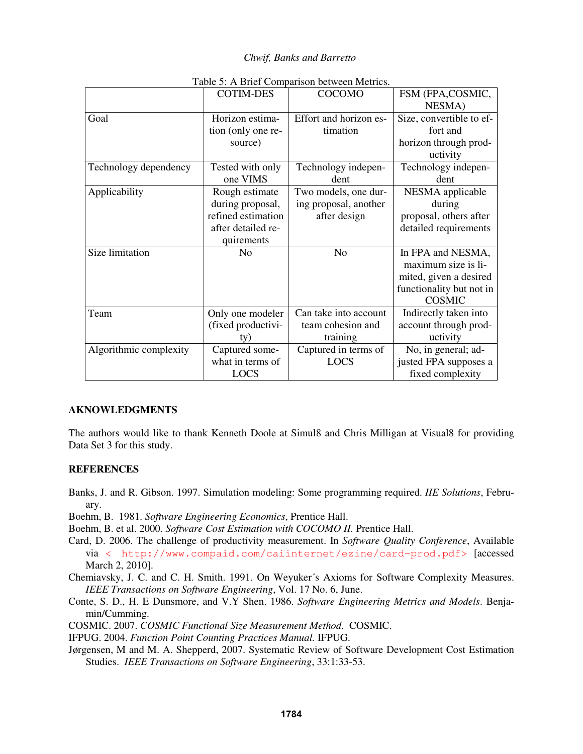Table 5: A Brief Comparison between Metrics.

| | COTIM-DES | COCOMO | FSM (FPA,COSMIC, NESMA) |
|---|---|---|---|
| Goal | Horizon estimation (only one resource) | Effort and horizon estimation | Size, convertible to effort and horizon through productivity |
| Technology dependency | Tested with only one VIMS | Technology independent | Technology independent |
| Applicability | Rough estimate during proposal, refined estimation after detailed requirements | Two models, one during proposal, another after design | NESMA applicable during proposal, others after detailed requirements |
| Size limitation | No | No | In FPA and NESMA, maximum size is limited, given a desired functionality but not in COSMIC |
| Team | Only one modeler (fixed productivity) | Can take into account team cohesion and training | Indirectly taken into account through productivity |
| Algorithmic complexity | Captured somewhat in terms of LOCS | Captured in terms of LOCS | No, in general; adjusted FPA supposes a fixed complexity |

## AKNOWLEDGMENTS

The authors would like to thank Kenneth Doole at Simul8 and Chris Milligan at Visual8 for providing Data Set 3 for this study.

## REFERENCES

Banks, J. and R. Gibson. 1997. Simulation modeling: Some programming required. *IIE Solutions*, February.

Boehm, B. 1981. *Software Engineering Economics*, Prentice Hall.

Boehm, B. et al. 2000. *Software Cost Estimation with COCOMO II.* Prentice Hall.

Card, D. 2006. The challenge of productivity measurement. In *Software Quality Conference*, Available via < http://www.compaid.com/caiinternet/ezine/card-prod.pdf> [accessed March 2, 2010].

Chemiavsky, J. C. and C. H. Smith. 1991. On Weyuker´s Axioms for Software Complexity Measures. *IEEE Transactions on Software Engineering*, Vol. 17 No. 6, June.

Conte, S. D., H. E Dunsmore, and V.Y Shen. 1986. *Software Engineering Metrics and Models*. Benjamin/Cumming.

COSMIC. 2007. *COSMIC Functional Size Measurement Method*. COSMIC.

IFPUG. 2004. *Function Point Counting Practices Manual.* IFPUG.

Jørgensen, M and M. A. Shepperd, 2007. Systematic Review of Software Development Cost Estimation Studies. *IEEE Transactions on Software Engineering*, 33:1:33-53.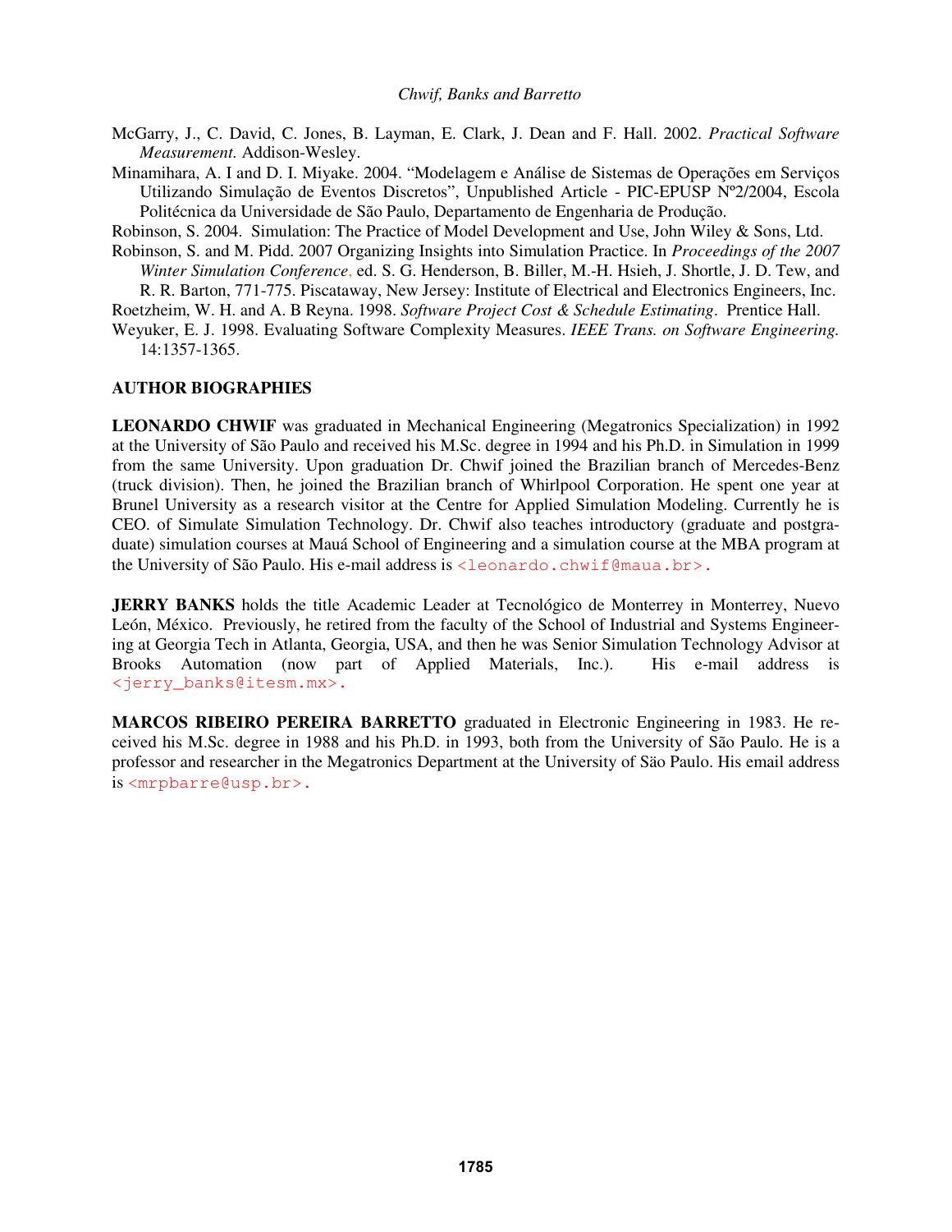McGarry, J., C. David, C. Jones, B. Layman, E. Clark, J. Dean and F. Hall. 2002. *Practical Software Measurement.* Addison-Wesley.

Minamihara, A. I and D. I. Miyake. 2004. "Modelagem e Análise de Sistemas de Operações em Serviços Utilizando Simulação de Eventos Discretos", Unpublished Article - PIC-EPUSP Nº2/2004, Escola Politécnica da Universidade de São Paulo, Departamento de Engenharia de Produção.

Robinson, S. 2004. Simulation: The Practice of Model Development and Use, John Wiley & Sons, Ltd.

Robinson, S. and M. Pidd. 2007 Organizing Insights into Simulation Practice. In *Proceedings of the 2007 Winter Simulation Conference*, ed. S. G. Henderson, B. Biller, M.-H. Hsieh, J. Shortle, J. D. Tew, and R. R. Barton, 771-775. Piscataway, New Jersey: Institute of Electrical and Electronics Engineers, Inc.

Roetzheim, W. H. and A. B Reyna. 1998. *Software Project Cost & Schedule Estimating*. Prentice Hall.

Weyuker, E. J. 1998. Evaluating Software Complexity Measures. *IEEE Trans. on Software Engineering.* 14:1357-1365.

## AUTHOR BIOGRAPHIES

**LEONARDO CHWIF** was graduated in Mechanical Engineering (Megatronics Specialization) in 1992 at the University of São Paulo and received his M.Sc. degree in 1994 and his Ph.D. in Simulation in 1999 from the same University. Upon graduation Dr. Chwif joined the Brazilian branch of Mercedes-Benz (truck division). Then, he joined the Brazilian branch of Whirlpool Corporation. He spent one year at Brunel University as a research visitor at the Centre for Applied Simulation Modeling. Currently he is CEO. of Simulate Simulation Technology. Dr. Chwif also teaches introductory (graduate and postgraduate) simulation courses at Mauá School of Engineering and a simulation course at the MBA program at the University of São Paulo. His e-mail address is <leonardo.chwif@maua.br>.

**JERRY BANKS** holds the title Academic Leader at Tecnológico de Monterrey in Monterrey, Nuevo León, México. Previously, he retired from the faculty of the School of Industrial and Systems Engineering at Georgia Tech in Atlanta, Georgia, USA, and then he was Senior Simulation Technology Advisor at Brooks Automation (now part of Applied Materials, Inc.). His e-mail address is <jerry_banks@itesm.mx>.

**MARCOS RIBEIRO PEREIRA BARRETTO** graduated in Electronic Engineering in 1983. He received his M.Sc. degree in 1988 and his Ph.D. in 1993, both from the University of São Paulo. He is a professor and researcher in the Megatronics Department at the University of São Paulo. His email address is <mrpbarre@usp.br>.